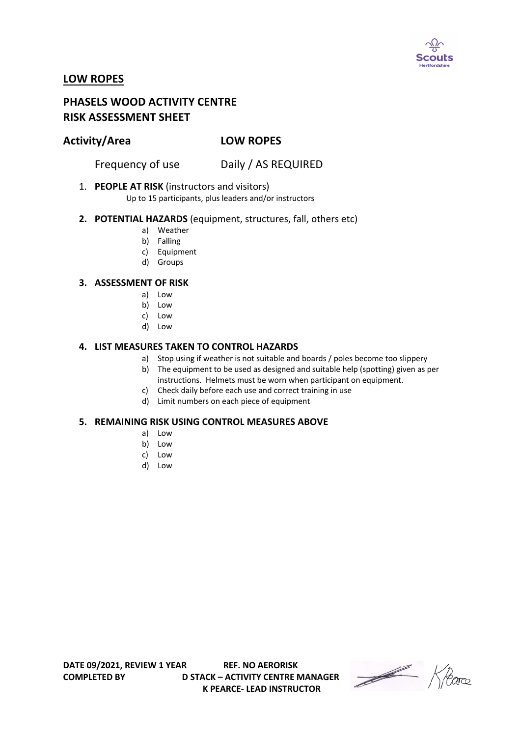## LOW ROPES

## PHASELS WOOD ACTIVITY CENTRE
## RISK ASSESSMENT SHEET

**Activity/Area** **LOW ROPES**

Frequency of use Daily / AS REQUIRED

1. **PEOPLE AT RISK** (instructors and visitors)
   Up to 15 participants, plus leaders and/or instructors

2. **POTENTIAL HAZARDS** (equipment, structures, fall, others etc)
   a) Weather
   b) Falling
   c) Equipment
   d) Groups

3. **ASSESSMENT OF RISK**
   a) Low
   b) Low
   c) Low
   d) Low

4. **LIST MEASURES TAKEN TO CONTROL HAZARDS**
   a) Stop using if weather is not suitable and boards / poles become too slippery
   b) The equipment to be used as designed and suitable help (spotting) given as per instructions. Helmets must be worn when participant on equipment.
   c) Check daily before each use and correct training in use
   d) Limit numbers on each piece of equipment

5. **REMAINING RISK USING CONTROL MEASURES ABOVE**
   a) Low
   b) Low
   c) Low
   d) Low

**DATE 09/2021, REVIEW 1 YEAR** **REF. NO AERORISK**
**COMPLETED BY** **D STACK – ACTIVITY CENTRE MANAGER**
**K PEARCE- LEAD INSTRUCTOR**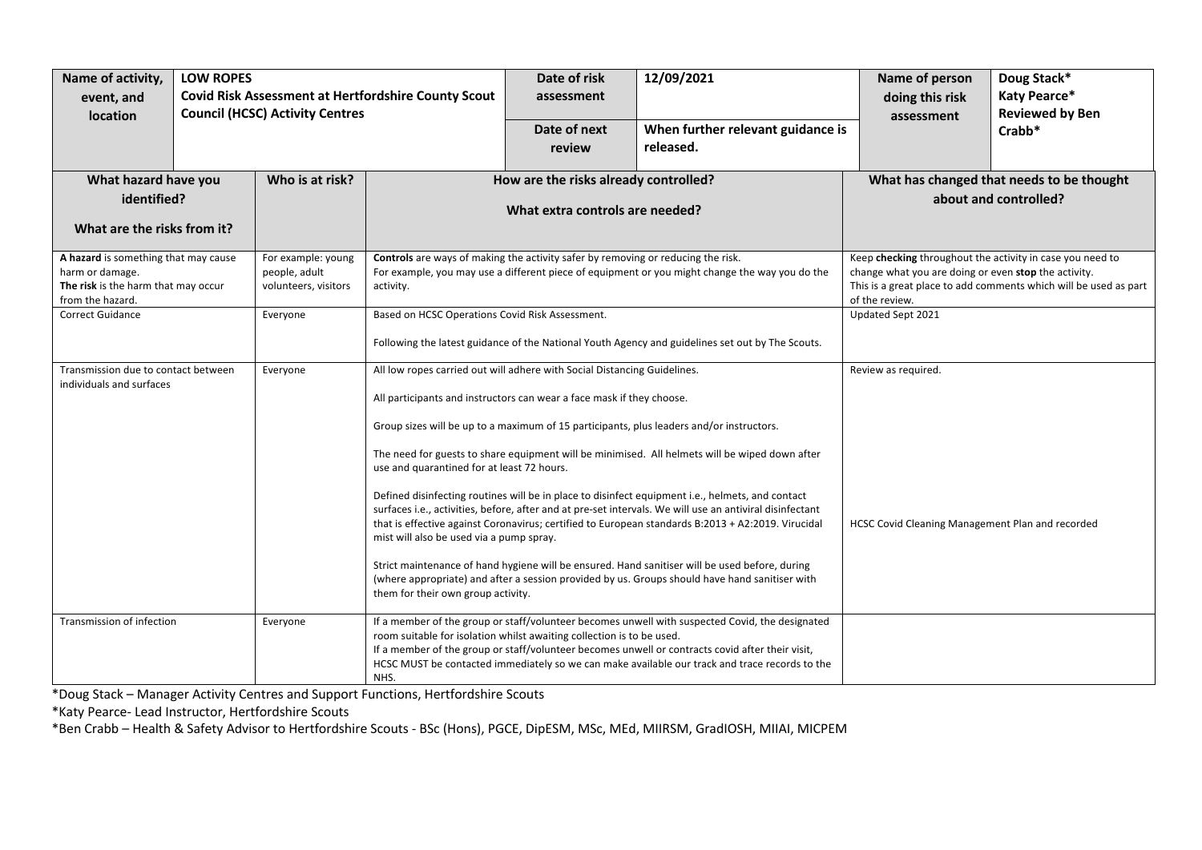| Name of activity, event, and location | LOW ROPES<br>Covid Risk Assessment at Hertfordshire County Scout Council (HCSC) Activity Centres | Date of risk assessment | 12/09/2021 | Name of person doing this risk assessment | Doug Stack*<br>Katy Pearce*<br>Reviewed by Ben Crabb* |
|---|---|---|---|---|---|
| | | Date of next review | When further relevant guidance is released. | | |

| What hazard have you identified?<br><br>What are the risks from it? | Who is at risk? | How are the risks already controlled?<br><br>What extra controls are needed? | What has changed that needs to be thought about and controlled? |
|---|---|---|---|
| **A hazard** is something that may cause harm or damage.<br>**The risk** is the harm that may occur from the hazard. | For example: young people, adult volunteers, visitors | **Controls** are ways of making the activity safer by removing or reducing the risk.<br>For example, you may use a different piece of equipment or you might change the way you do the activity. | Keep **checking** throughout the activity in case you need to change what you are doing or even **stop** the activity.<br>This is a great place to add comments which will be used as part of the review. |
| Correct Guidance | Everyone | Based on HCSC Operations Covid Risk Assessment.<br><br>Following the latest guidance of the National Youth Agency and guidelines set out by The Scouts. | Updated Sept 2021 |
| Transmission due to contact between individuals and surfaces | Everyone | All low ropes carried out will adhere with Social Distancing Guidelines.<br><br>All participants and instructors can wear a face mask if they choose.<br><br>Group sizes will be up to a maximum of 15 participants, plus leaders and/or instructors.<br><br>The need for guests to share equipment will be minimised. All helmets will be wiped down after use and quarantined for at least 72 hours.<br><br>Defined disinfecting routines will be in place to disinfect equipment i.e., helmets, and contact surfaces i.e., activities, before, after and at pre-set intervals. We will use an antiviral disinfectant that is effective against Coronavirus; certified to European standards B:2013 + A2:2019. Virucidal mist will also be used via a pump spray.<br><br>Strict maintenance of hand hygiene will be ensured. Hand sanitiser will be used before, during (where appropriate) and after a session provided by us. Groups should have hand sanitiser with them for their own group activity. | Review as required.<br><br>HCSC Covid Cleaning Management Plan and recorded |
| Transmission of infection | Everyone | If a member of the group or staff/volunteer becomes unwell with suspected Covid, the designated room suitable for isolation whilst awaiting collection is to be used.<br>If a member of the group or staff/volunteer becomes unwell or contracts covid after their visit, HCSC MUST be contacted immediately so we can make available our track and trace records to the NHS. | |

*Doug Stack – Manager Activity Centres and Support Functions, Hertfordshire Scouts

*Katy Pearce- Lead Instructor, Hertfordshire Scouts

*Ben Crabb – Health & Safety Advisor to Hertfordshire Scouts - BSc (Hons), PGCE, DipESM, MSc, MEd, MIIRSM, GradIOSH, MIIAI, MICPEM